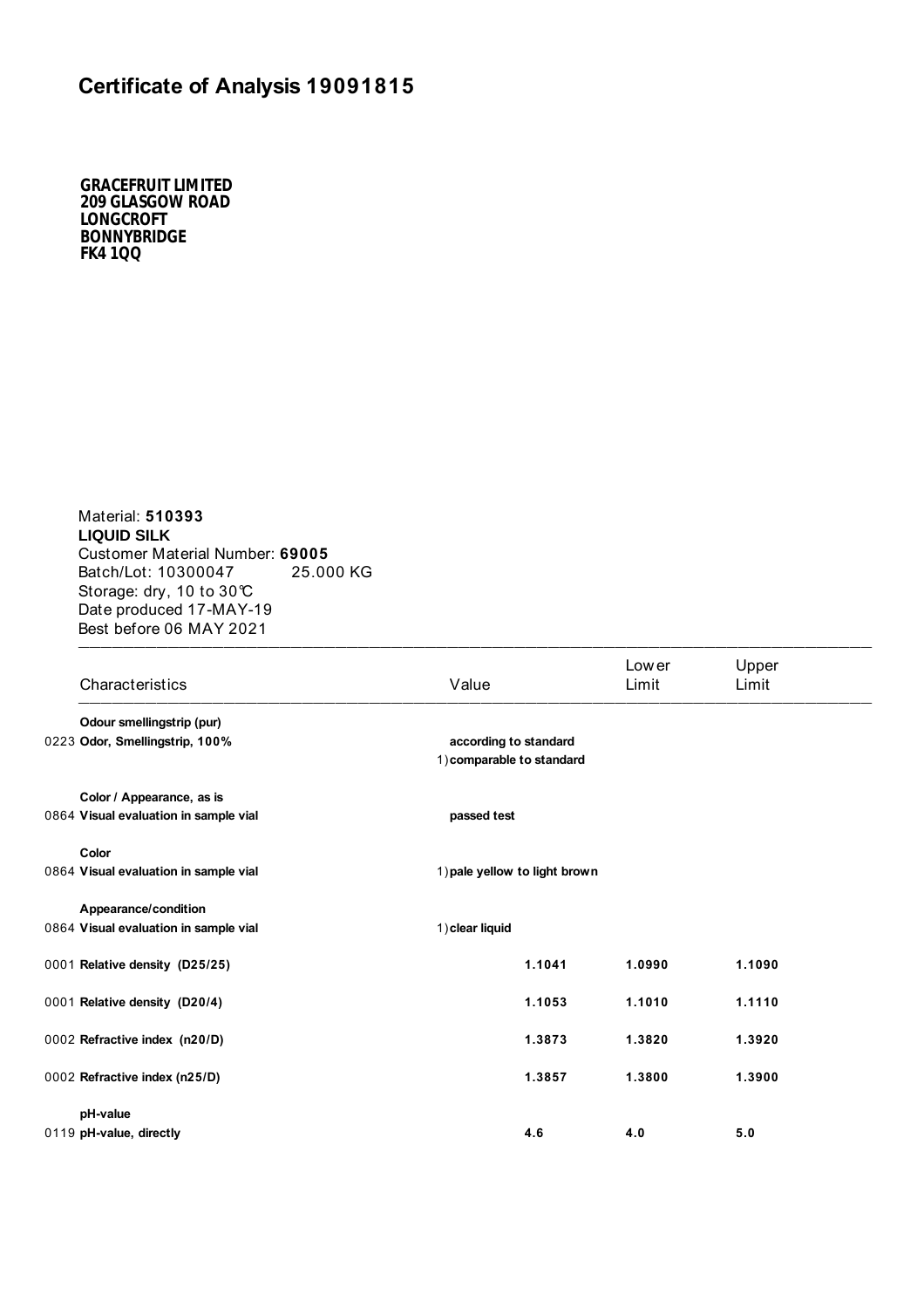# Certificate of Analysis 19091815

**GRACEFRUIT LIMITED**
**209 GLASGOW ROAD**
**LONGCROFT**
**BONNYBRIDGE**
**FK4 1QQ**

Material: **510393**
**LIQUID SILK**
Customer Material Number: **69005**
Batch/Lot: 10300047 25.000 KG
Storage: dry, 10 to 30℃
Date produced 17-MAY-19
Best before 06 MAY 2021

| Characteristics | Value | Lower Limit | Upper Limit |
|---|---|---|---|
| **Odour smellingstrip (pur)** | | | |
| 0223 **Odor, Smellingstrip, 100%** | **according to standard** | | |
| | 1) **comparable to standard** | | |
| **Color / Appearance, as is** | | | |
| 0864 **Visual evaluation in sample vial** | **passed test** | | |
| **Color** | | | |
| 0864 **Visual evaluation in sample vial** | 1) **pale yellow to light brown** | | |
| **Appearance/condition** | | | |
| 0864 **Visual evaluation in sample vial** | 1) **clear liquid** | | |
| 0001 **Relative density (D25/25)** | **1.1041** | **1.0990** | **1.1090** |
| 0001 **Relative density (D20/4)** | **1.1053** | **1.1010** | **1.1110** |
| 0002 **Refractive index (n20/D)** | **1.3873** | **1.3820** | **1.3920** |
| 0002 **Refractive index (n25/D)** | **1.3857** | **1.3800** | **1.3900** |
| **pH-value** | | | |
| 0119 **pH-value, directly** | **4.6** | **4.0** | **5.0** |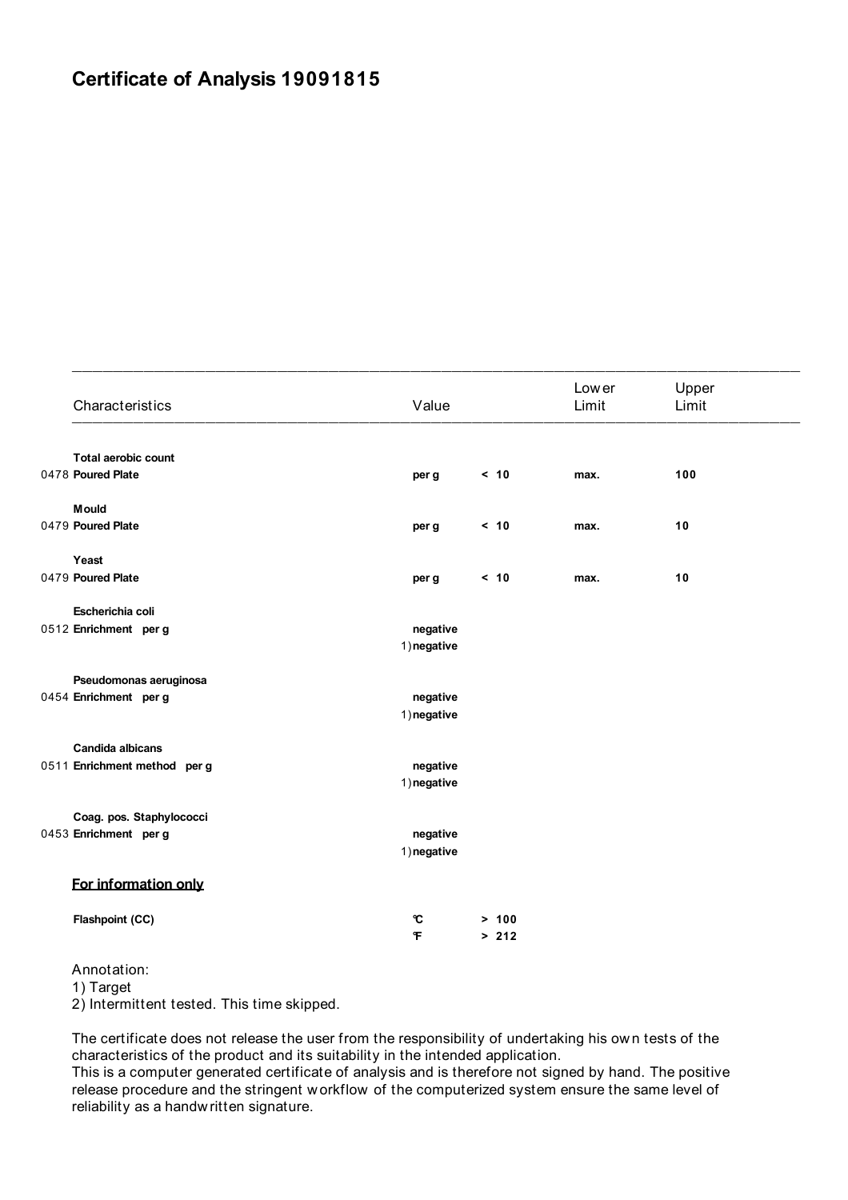# Certificate of Analysis 19091815

| | Characteristics | Value | | Lower Limit | Upper Limit |
|---|---|---|---|---|---|
| | **Total aerobic count** | | | | |
| 0478 | **Poured Plate** | **per g** | **< 10** | **max.** | **100** |
| | **Mould** | | | | |
| 0479 | **Poured Plate** | **per g** | **< 10** | **max.** | **10** |
| | **Yeast** | | | | |
| 0479 | **Poured Plate** | **per g** | **< 10** | **max.** | **10** |
| | **Escherichia coli** | | | | |
| 0512 | **Enrichment per g** | **negative** | | | |
| | | 1) **negative** | | | |
| | **Pseudomonas aeruginosa** | | | | |
| 0454 | **Enrichment per g** | **negative** | | | |
| | | 1) **negative** | | | |
| | **Candida albicans** | | | | |
| 0511 | **Enrichment method per g** | **negative** | | | |
| | | 1) **negative** | | | |
| | **Coag. pos. Staphylococci** | | | | |
| 0453 | **Enrichment per g** | **negative** | | | |
| | | 1) **negative** | | | |

**For information only**

| | | | |
|---|---|---|---|
| **Flashpoint (CC)** | **°C** | **> 100** | |
| | **°F** | **> 212** | |

Annotation:
1) Target
2) Intermittent tested. This time skipped.

The certificate does not release the user from the responsibility of undertaking his own tests of the characteristics of the product and its suitability in the intended application.
This is a computer generated certificate of analysis and is therefore not signed by hand. The positive release procedure and the stringent workflow of the computerized system ensure the same level of reliability as a handwritten signature.